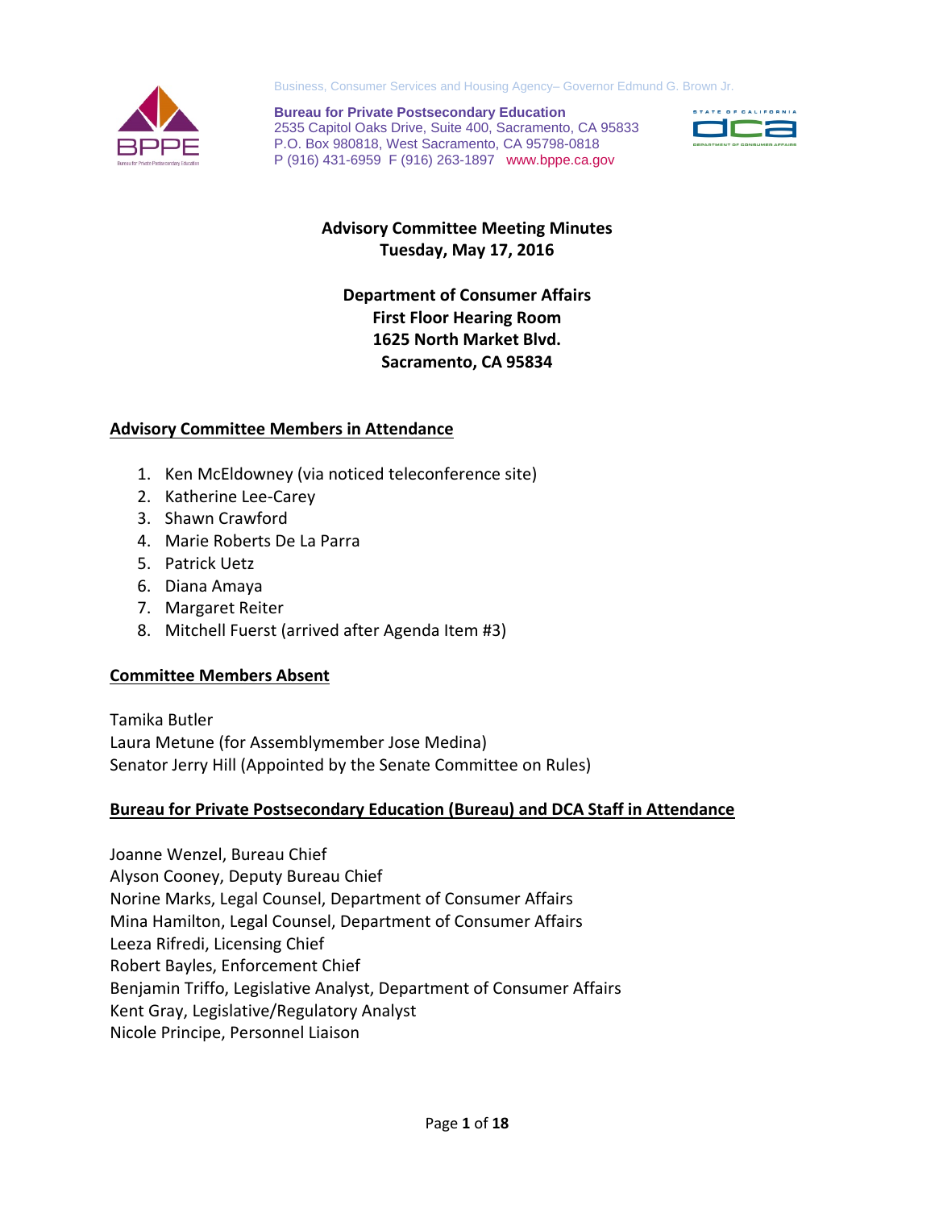Business, Consumer Services and Housing Agency– Governor Edmund G. Brown Jr.

**Bureau for Private Postsecondary Education**
2535 Capitol Oaks Drive, Suite 400, Sacramento, CA 95833
P.O. Box 980818, West Sacramento, CA 95798-0818
P (916) 431-6959 F (916) 263-1897 www.bppe.ca.gov

# Advisory Committee Meeting Minutes
## Tuesday, May 17, 2016

**Department of Consumer Affairs**
**First Floor Hearing Room**
**1625 North Market Blvd.**
**Sacramento, CA 95834**

## Advisory Committee Members in Attendance

1. Ken McEldowney (via noticed teleconference site)
2. Katherine Lee-Carey
3. Shawn Crawford
4. Marie Roberts De La Parra
5. Patrick Uetz
6. Diana Amaya
7. Margaret Reiter
8. Mitchell Fuerst (arrived after Agenda Item #3)

## Committee Members Absent

Tamika Butler
Laura Metune (for Assemblymember Jose Medina)
Senator Jerry Hill (Appointed by the Senate Committee on Rules)

## Bureau for Private Postsecondary Education (Bureau) and DCA Staff in Attendance

Joanne Wenzel, Bureau Chief
Alyson Cooney, Deputy Bureau Chief
Norine Marks, Legal Counsel, Department of Consumer Affairs
Mina Hamilton, Legal Counsel, Department of Consumer Affairs
Leeza Rifredi, Licensing Chief
Robert Bayles, Enforcement Chief
Benjamin Triffo, Legislative Analyst, Department of Consumer Affairs
Kent Gray, Legislative/Regulatory Analyst
Nicole Principe, Personnel Liaison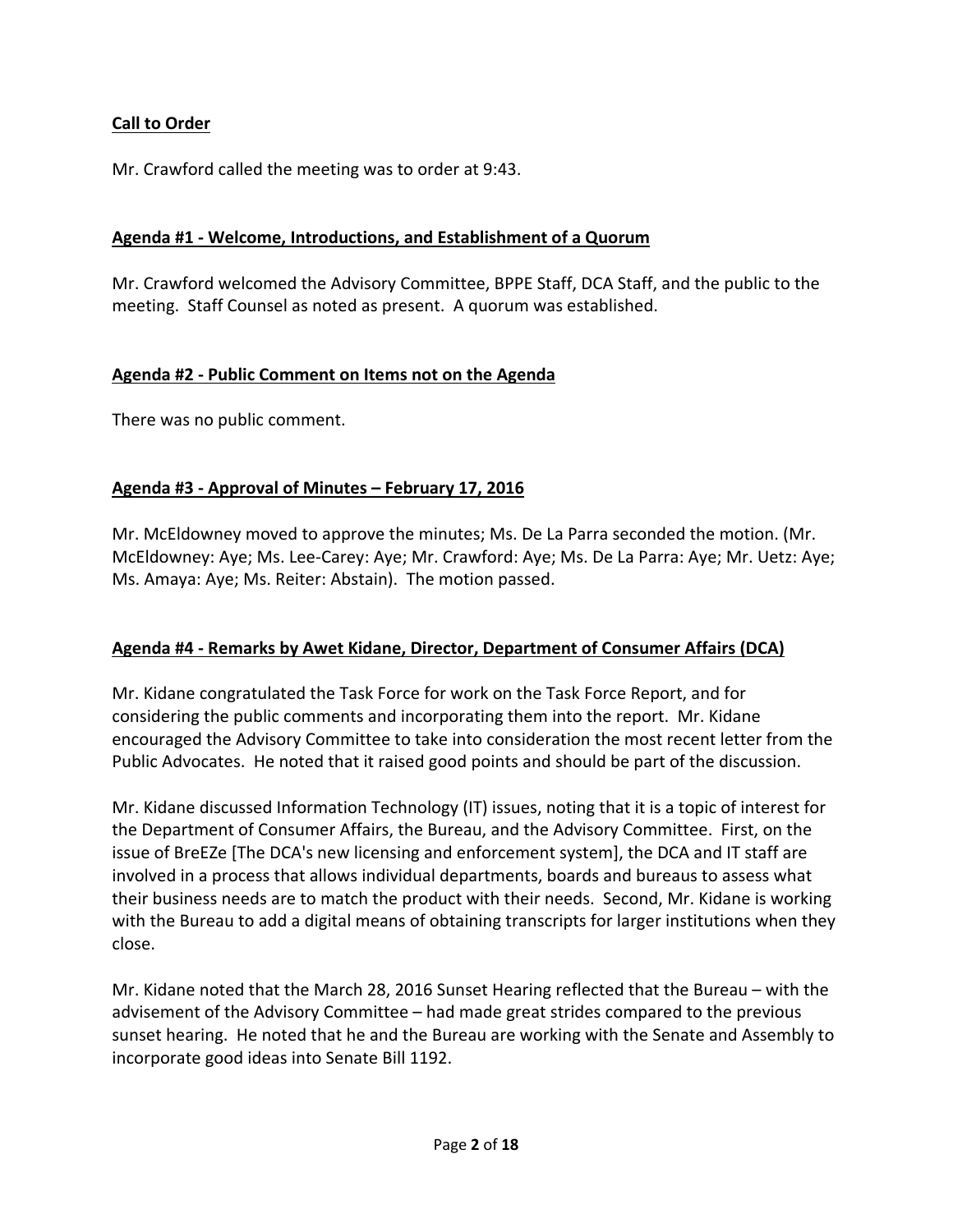**Call to Order**

Mr. Crawford called the meeting was to order at 9:43.

**Agenda #1 - Welcome, Introductions, and Establishment of a Quorum**

Mr. Crawford welcomed the Advisory Committee, BPPE Staff, DCA Staff, and the public to the meeting. Staff Counsel as noted as present. A quorum was established.

**Agenda #2 - Public Comment on Items not on the Agenda**

There was no public comment.

**Agenda #3 - Approval of Minutes – February 17, 2016**

Mr. McEldowney moved to approve the minutes; Ms. De La Parra seconded the motion. (Mr. McEldowney: Aye; Ms. Lee-Carey: Aye; Mr. Crawford: Aye; Ms. De La Parra: Aye; Mr. Uetz: Aye; Ms. Amaya: Aye; Ms. Reiter: Abstain). The motion passed.

**Agenda #4 - Remarks by Awet Kidane, Director, Department of Consumer Affairs (DCA)**

Mr. Kidane congratulated the Task Force for work on the Task Force Report, and for considering the public comments and incorporating them into the report. Mr. Kidane encouraged the Advisory Committee to take into consideration the most recent letter from the Public Advocates. He noted that it raised good points and should be part of the discussion.

Mr. Kidane discussed Information Technology (IT) issues, noting that it is a topic of interest for the Department of Consumer Affairs, the Bureau, and the Advisory Committee. First, on the issue of BreEZe [The DCA's new licensing and enforcement system], the DCA and IT staff are involved in a process that allows individual departments, boards and bureaus to assess what their business needs are to match the product with their needs. Second, Mr. Kidane is working with the Bureau to add a digital means of obtaining transcripts for larger institutions when they close.

Mr. Kidane noted that the March 28, 2016 Sunset Hearing reflected that the Bureau – with the advisement of the Advisory Committee – had made great strides compared to the previous sunset hearing. He noted that he and the Bureau are working with the Senate and Assembly to incorporate good ideas into Senate Bill 1192.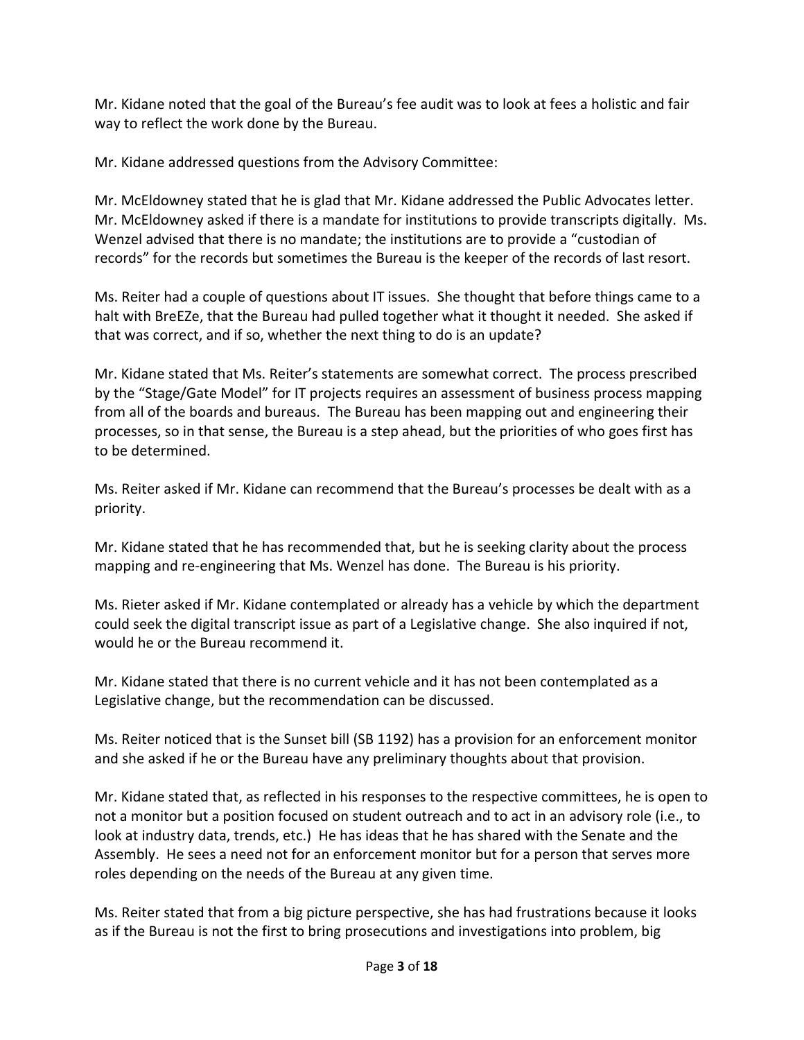Mr. Kidane noted that the goal of the Bureau's fee audit was to look at fees a holistic and fair way to reflect the work done by the Bureau.

Mr. Kidane addressed questions from the Advisory Committee:

Mr. McEldowney stated that he is glad that Mr. Kidane addressed the Public Advocates letter. Mr. McEldowney asked if there is a mandate for institutions to provide transcripts digitally. Ms. Wenzel advised that there is no mandate; the institutions are to provide a "custodian of records" for the records but sometimes the Bureau is the keeper of the records of last resort.

Ms. Reiter had a couple of questions about IT issues. She thought that before things came to a halt with BreEZe, that the Bureau had pulled together what it thought it needed. She asked if that was correct, and if so, whether the next thing to do is an update?

Mr. Kidane stated that Ms. Reiter's statements are somewhat correct. The process prescribed by the "Stage/Gate Model" for IT projects requires an assessment of business process mapping from all of the boards and bureaus. The Bureau has been mapping out and engineering their processes, so in that sense, the Bureau is a step ahead, but the priorities of who goes first has to be determined.

Ms. Reiter asked if Mr. Kidane can recommend that the Bureau's processes be dealt with as a priority.

Mr. Kidane stated that he has recommended that, but he is seeking clarity about the process mapping and re-engineering that Ms. Wenzel has done. The Bureau is his priority.

Ms. Rieter asked if Mr. Kidane contemplated or already has a vehicle by which the department could seek the digital transcript issue as part of a Legislative change. She also inquired if not, would he or the Bureau recommend it.

Mr. Kidane stated that there is no current vehicle and it has not been contemplated as a Legislative change, but the recommendation can be discussed.

Ms. Reiter noticed that is the Sunset bill (SB 1192) has a provision for an enforcement monitor and she asked if he or the Bureau have any preliminary thoughts about that provision.

Mr. Kidane stated that, as reflected in his responses to the respective committees, he is open to not a monitor but a position focused on student outreach and to act in an advisory role (i.e., to look at industry data, trends, etc.) He has ideas that he has shared with the Senate and the Assembly. He sees a need not for an enforcement monitor but for a person that serves more roles depending on the needs of the Bureau at any given time.

Ms. Reiter stated that from a big picture perspective, she has had frustrations because it looks as if the Bureau is not the first to bring prosecutions and investigations into problem, big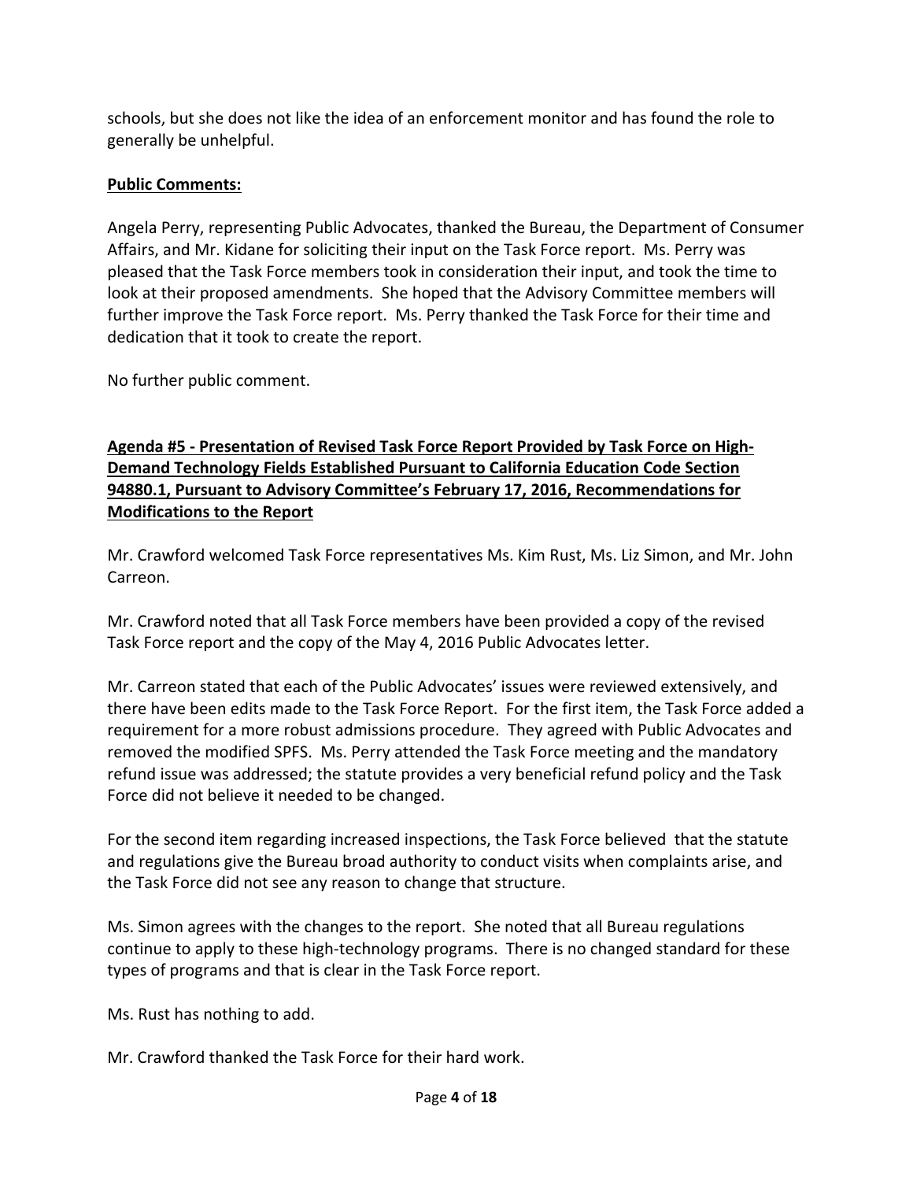schools, but she does not like the idea of an enforcement monitor and has found the role to generally be unhelpful.

**Public Comments:**

Angela Perry, representing Public Advocates, thanked the Bureau, the Department of Consumer Affairs, and Mr. Kidane for soliciting their input on the Task Force report. Ms. Perry was pleased that the Task Force members took in consideration their input, and took the time to look at their proposed amendments. She hoped that the Advisory Committee members will further improve the Task Force report. Ms. Perry thanked the Task Force for their time and dedication that it took to create the report.

No further public comment.

**Agenda #5 - Presentation of Revised Task Force Report Provided by Task Force on High-Demand Technology Fields Established Pursuant to California Education Code Section 94880.1, Pursuant to Advisory Committee's February 17, 2016, Recommendations for Modifications to the Report**

Mr. Crawford welcomed Task Force representatives Ms. Kim Rust, Ms. Liz Simon, and Mr. John Carreon.

Mr. Crawford noted that all Task Force members have been provided a copy of the revised Task Force report and the copy of the May 4, 2016 Public Advocates letter.

Mr. Carreon stated that each of the Public Advocates' issues were reviewed extensively, and there have been edits made to the Task Force Report. For the first item, the Task Force added a requirement for a more robust admissions procedure. They agreed with Public Advocates and removed the modified SPFS. Ms. Perry attended the Task Force meeting and the mandatory refund issue was addressed; the statute provides a very beneficial refund policy and the Task Force did not believe it needed to be changed.

For the second item regarding increased inspections, the Task Force believed that the statute and regulations give the Bureau broad authority to conduct visits when complaints arise, and the Task Force did not see any reason to change that structure.

Ms. Simon agrees with the changes to the report. She noted that all Bureau regulations continue to apply to these high-technology programs. There is no changed standard for these types of programs and that is clear in the Task Force report.

Ms. Rust has nothing to add.

Mr. Crawford thanked the Task Force for their hard work.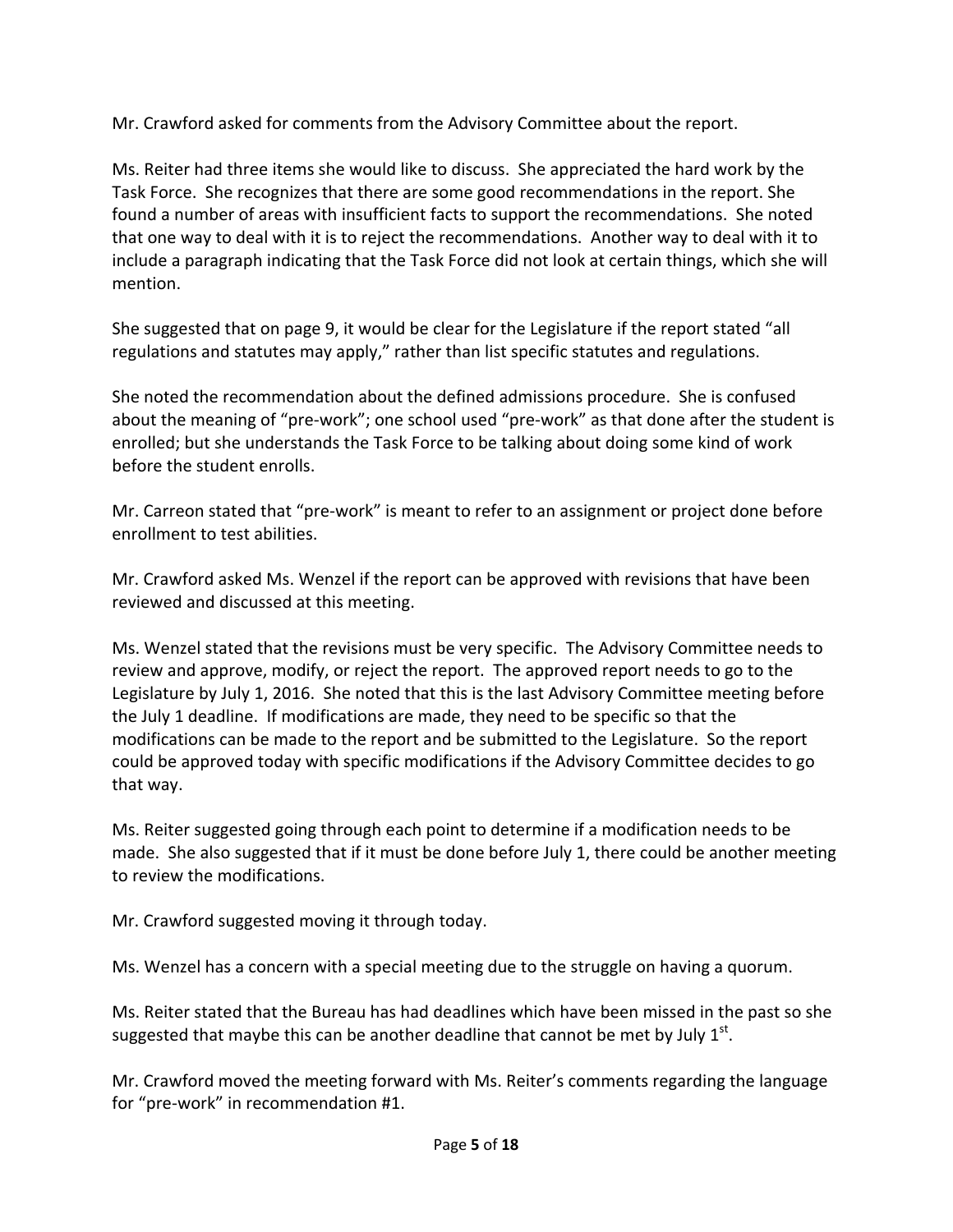Mr. Crawford asked for comments from the Advisory Committee about the report.

Ms. Reiter had three items she would like to discuss. She appreciated the hard work by the Task Force. She recognizes that there are some good recommendations in the report. She found a number of areas with insufficient facts to support the recommendations. She noted that one way to deal with it is to reject the recommendations. Another way to deal with it to include a paragraph indicating that the Task Force did not look at certain things, which she will mention.

She suggested that on page 9, it would be clear for the Legislature if the report stated "all regulations and statutes may apply," rather than list specific statutes and regulations.

She noted the recommendation about the defined admissions procedure. She is confused about the meaning of "pre-work"; one school used "pre-work" as that done after the student is enrolled; but she understands the Task Force to be talking about doing some kind of work before the student enrolls.

Mr. Carreon stated that "pre-work" is meant to refer to an assignment or project done before enrollment to test abilities.

Mr. Crawford asked Ms. Wenzel if the report can be approved with revisions that have been reviewed and discussed at this meeting.

Ms. Wenzel stated that the revisions must be very specific. The Advisory Committee needs to review and approve, modify, or reject the report. The approved report needs to go to the Legislature by July 1, 2016. She noted that this is the last Advisory Committee meeting before the July 1 deadline. If modifications are made, they need to be specific so that the modifications can be made to the report and be submitted to the Legislature. So the report could be approved today with specific modifications if the Advisory Committee decides to go that way.

Ms. Reiter suggested going through each point to determine if a modification needs to be made. She also suggested that if it must be done before July 1, there could be another meeting to review the modifications.

Mr. Crawford suggested moving it through today.

Ms. Wenzel has a concern with a special meeting due to the struggle on having a quorum.

Ms. Reiter stated that the Bureau has had deadlines which have been missed in the past so she suggested that maybe this can be another deadline that cannot be met by July 1st.

Mr. Crawford moved the meeting forward with Ms. Reiter's comments regarding the language for "pre-work" in recommendation #1.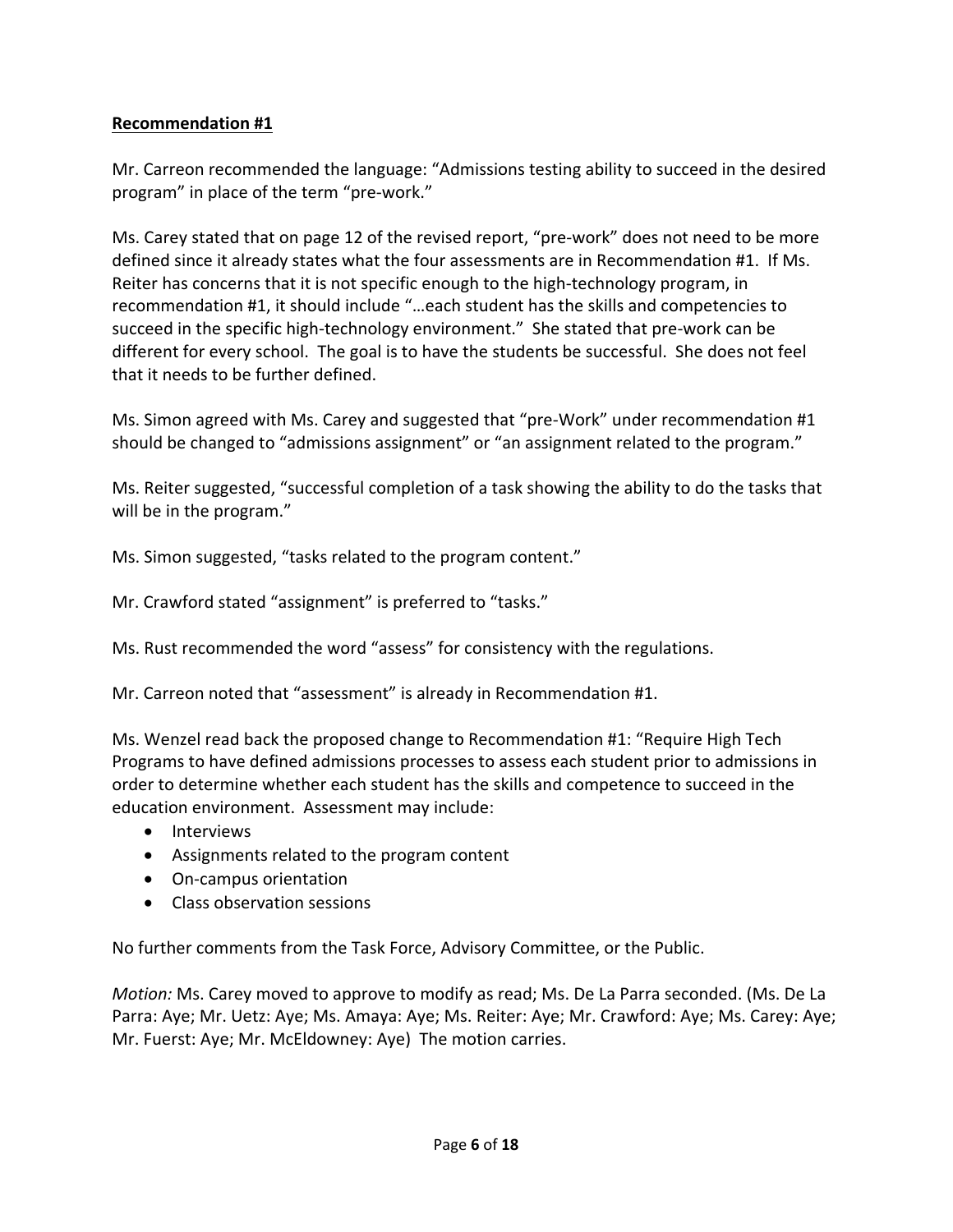**Recommendation #1**

Mr. Carreon recommended the language: "Admissions testing ability to succeed in the desired program" in place of the term "pre-work."

Ms. Carey stated that on page 12 of the revised report, "pre-work" does not need to be more defined since it already states what the four assessments are in Recommendation #1. If Ms. Reiter has concerns that it is not specific enough to the high-technology program, in recommendation #1, it should include "…each student has the skills and competencies to succeed in the specific high-technology environment." She stated that pre-work can be different for every school. The goal is to have the students be successful. She does not feel that it needs to be further defined.

Ms. Simon agreed with Ms. Carey and suggested that "pre-Work" under recommendation #1 should be changed to "admissions assignment" or "an assignment related to the program."

Ms. Reiter suggested, "successful completion of a task showing the ability to do the tasks that will be in the program."

Ms. Simon suggested, "tasks related to the program content."

Mr. Crawford stated "assignment" is preferred to "tasks."

Ms. Rust recommended the word "assess" for consistency with the regulations.

Mr. Carreon noted that "assessment" is already in Recommendation #1.

Ms. Wenzel read back the proposed change to Recommendation #1: "Require High Tech Programs to have defined admissions processes to assess each student prior to admissions in order to determine whether each student has the skills and competence to succeed in the education environment. Assessment may include:

- Interviews
- Assignments related to the program content
- On-campus orientation
- Class observation sessions

No further comments from the Task Force, Advisory Committee, or the Public.

*Motion:* Ms. Carey moved to approve to modify as read; Ms. De La Parra seconded. (Ms. De La Parra: Aye; Mr. Uetz: Aye; Ms. Amaya: Aye; Ms. Reiter: Aye; Mr. Crawford: Aye; Ms. Carey: Aye; Mr. Fuerst: Aye; Mr. McEldowney: Aye) The motion carries.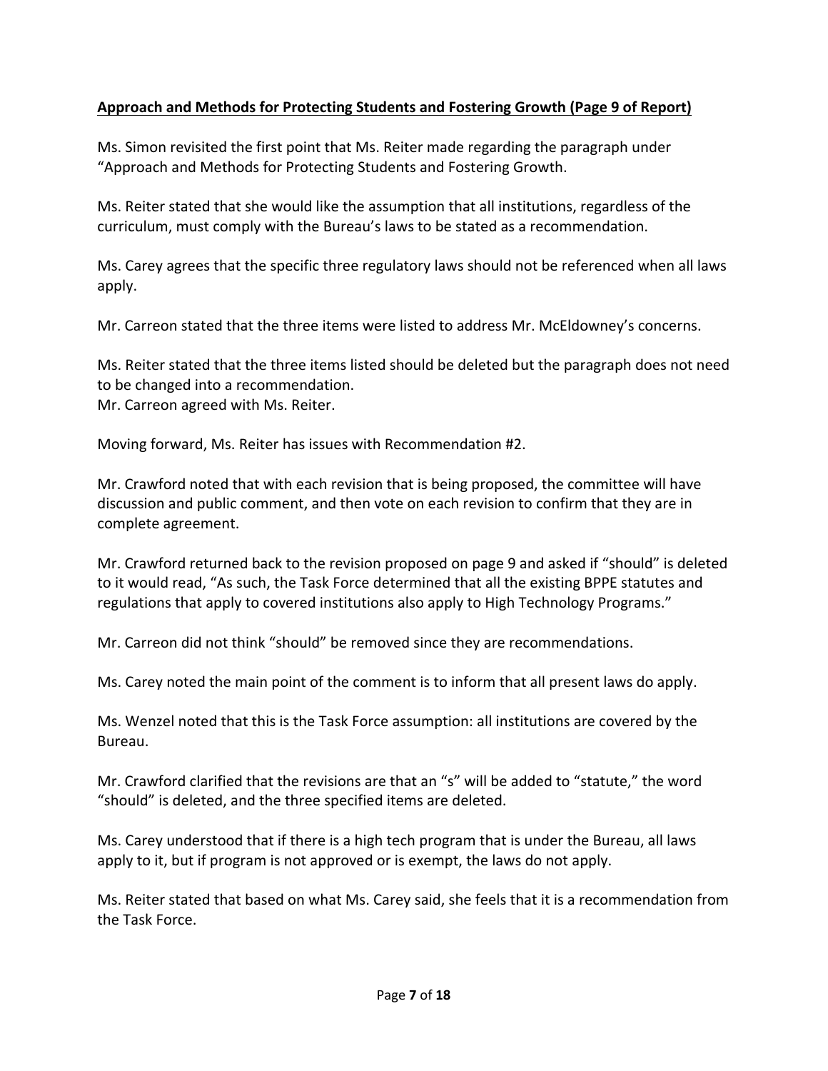**Approach and Methods for Protecting Students and Fostering Growth (Page 9 of Report)**

Ms. Simon revisited the first point that Ms. Reiter made regarding the paragraph under "Approach and Methods for Protecting Students and Fostering Growth.

Ms. Reiter stated that she would like the assumption that all institutions, regardless of the curriculum, must comply with the Bureau's laws to be stated as a recommendation.

Ms. Carey agrees that the specific three regulatory laws should not be referenced when all laws apply.

Mr. Carreon stated that the three items were listed to address Mr. McEldowney's concerns.

Ms. Reiter stated that the three items listed should be deleted but the paragraph does not need to be changed into a recommendation.
Mr. Carreon agreed with Ms. Reiter.

Moving forward, Ms. Reiter has issues with Recommendation #2.

Mr. Crawford noted that with each revision that is being proposed, the committee will have discussion and public comment, and then vote on each revision to confirm that they are in complete agreement.

Mr. Crawford returned back to the revision proposed on page 9 and asked if "should" is deleted to it would read, "As such, the Task Force determined that all the existing BPPE statutes and regulations that apply to covered institutions also apply to High Technology Programs."

Mr. Carreon did not think "should" be removed since they are recommendations.

Ms. Carey noted the main point of the comment is to inform that all present laws do apply.

Ms. Wenzel noted that this is the Task Force assumption: all institutions are covered by the Bureau.

Mr. Crawford clarified that the revisions are that an "s" will be added to "statute," the word "should" is deleted, and the three specified items are deleted.

Ms. Carey understood that if there is a high tech program that is under the Bureau, all laws apply to it, but if program is not approved or is exempt, the laws do not apply.

Ms. Reiter stated that based on what Ms. Carey said, she feels that it is a recommendation from the Task Force.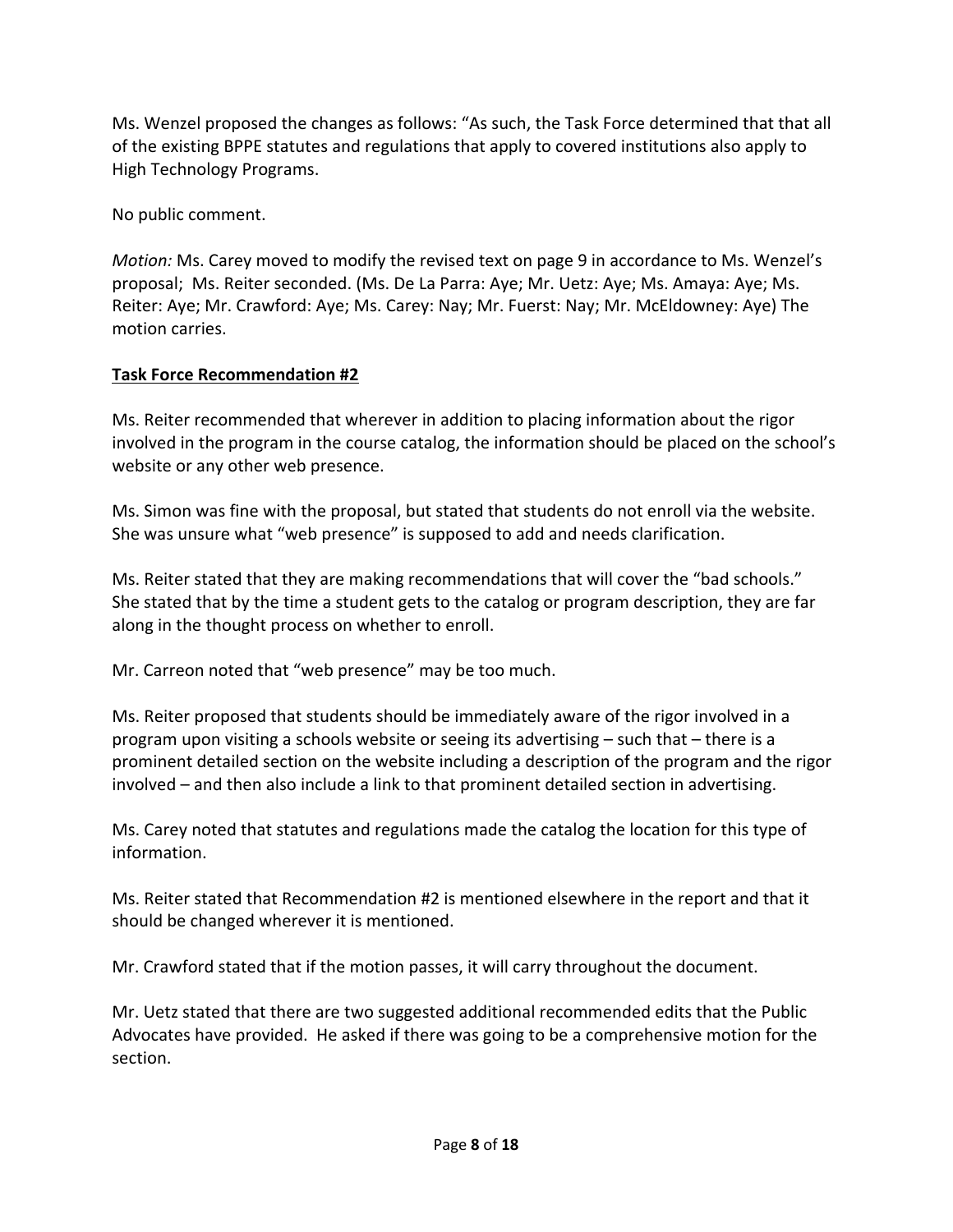Ms. Wenzel proposed the changes as follows: "As such, the Task Force determined that that all of the existing BPPE statutes and regulations that apply to covered institutions also apply to High Technology Programs.

No public comment.

*Motion:* Ms. Carey moved to modify the revised text on page 9 in accordance to Ms. Wenzel's proposal; Ms. Reiter seconded. (Ms. De La Parra: Aye; Mr. Uetz: Aye; Ms. Amaya: Aye; Ms. Reiter: Aye; Mr. Crawford: Aye; Ms. Carey: Nay; Mr. Fuerst: Nay; Mr. McEldowney: Aye) The motion carries.

**Task Force Recommendation #2**

Ms. Reiter recommended that wherever in addition to placing information about the rigor involved in the program in the course catalog, the information should be placed on the school's website or any other web presence.

Ms. Simon was fine with the proposal, but stated that students do not enroll via the website. She was unsure what "web presence" is supposed to add and needs clarification.

Ms. Reiter stated that they are making recommendations that will cover the "bad schools." She stated that by the time a student gets to the catalog or program description, they are far along in the thought process on whether to enroll.

Mr. Carreon noted that "web presence" may be too much.

Ms. Reiter proposed that students should be immediately aware of the rigor involved in a program upon visiting a schools website or seeing its advertising – such that – there is a prominent detailed section on the website including a description of the program and the rigor involved – and then also include a link to that prominent detailed section in advertising.

Ms. Carey noted that statutes and regulations made the catalog the location for this type of information.

Ms. Reiter stated that Recommendation #2 is mentioned elsewhere in the report and that it should be changed wherever it is mentioned.

Mr. Crawford stated that if the motion passes, it will carry throughout the document.

Mr. Uetz stated that there are two suggested additional recommended edits that the Public Advocates have provided. He asked if there was going to be a comprehensive motion for the section.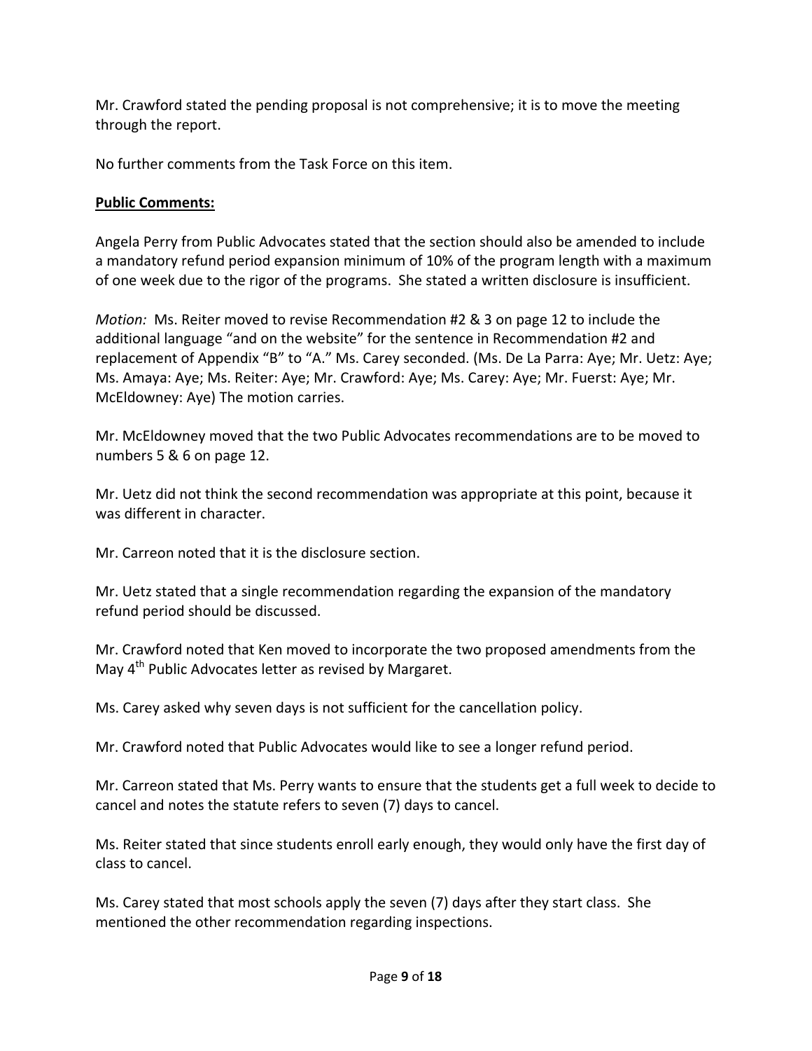Mr. Crawford stated the pending proposal is not comprehensive; it is to move the meeting through the report.

No further comments from the Task Force on this item.

**Public Comments:**

Angela Perry from Public Advocates stated that the section should also be amended to include a mandatory refund period expansion minimum of 10% of the program length with a maximum of one week due to the rigor of the programs. She stated a written disclosure is insufficient.

*Motion:* Ms. Reiter moved to revise Recommendation #2 & 3 on page 12 to include the additional language "and on the website" for the sentence in Recommendation #2 and replacement of Appendix "B" to "A." Ms. Carey seconded. (Ms. De La Parra: Aye; Mr. Uetz: Aye; Ms. Amaya: Aye; Ms. Reiter: Aye; Mr. Crawford: Aye; Ms. Carey: Aye; Mr. Fuerst: Aye; Mr. McEldowney: Aye) The motion carries.

Mr. McEldowney moved that the two Public Advocates recommendations are to be moved to numbers 5 & 6 on page 12.

Mr. Uetz did not think the second recommendation was appropriate at this point, because it was different in character.

Mr. Carreon noted that it is the disclosure section.

Mr. Uetz stated that a single recommendation regarding the expansion of the mandatory refund period should be discussed.

Mr. Crawford noted that Ken moved to incorporate the two proposed amendments from the May 4th Public Advocates letter as revised by Margaret.

Ms. Carey asked why seven days is not sufficient for the cancellation policy.

Mr. Crawford noted that Public Advocates would like to see a longer refund period.

Mr. Carreon stated that Ms. Perry wants to ensure that the students get a full week to decide to cancel and notes the statute refers to seven (7) days to cancel.

Ms. Reiter stated that since students enroll early enough, they would only have the first day of class to cancel.

Ms. Carey stated that most schools apply the seven (7) days after they start class. She mentioned the other recommendation regarding inspections.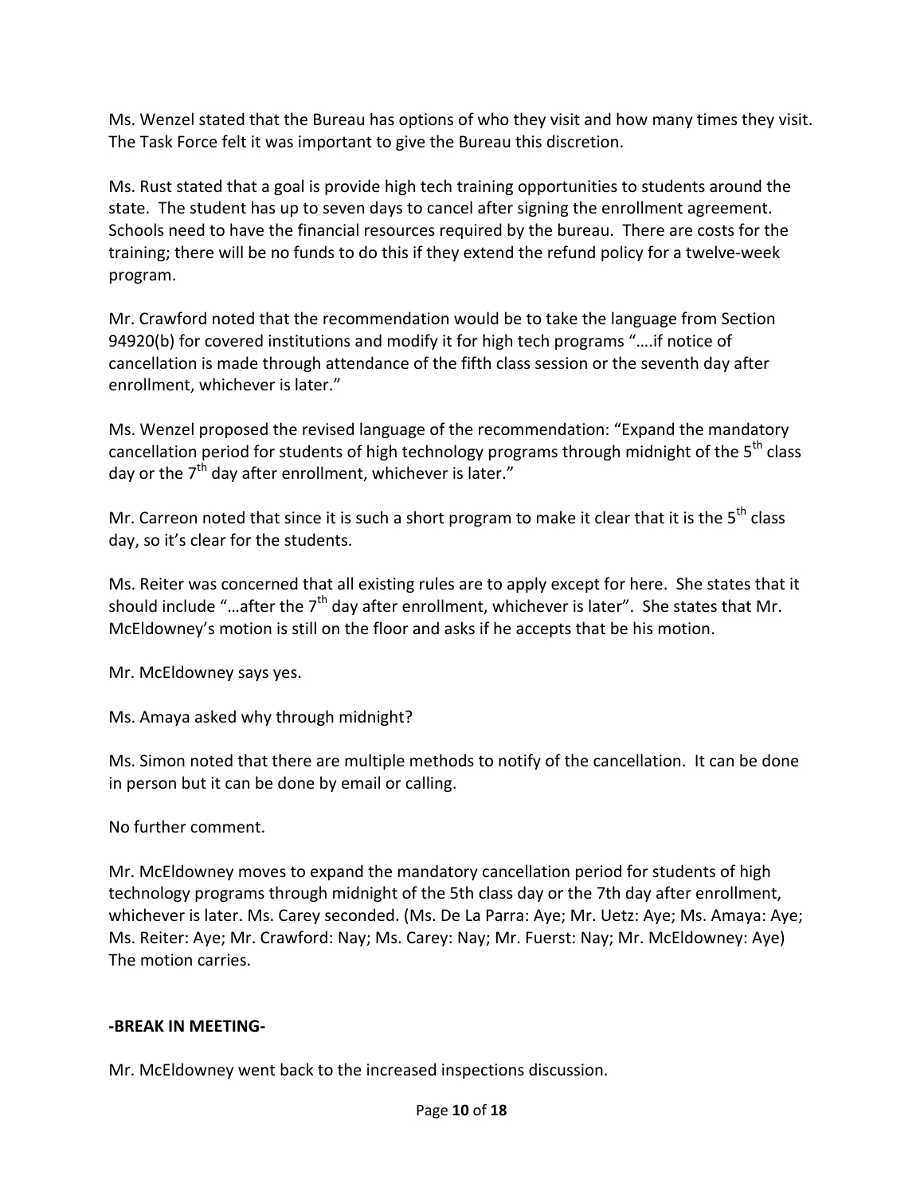Ms. Wenzel stated that the Bureau has options of who they visit and how many times they visit. The Task Force felt it was important to give the Bureau this discretion.

Ms. Rust stated that a goal is provide high tech training opportunities to students around the state. The student has up to seven days to cancel after signing the enrollment agreement. Schools need to have the financial resources required by the bureau. There are costs for the training; there will be no funds to do this if they extend the refund policy for a twelve-week program.

Mr. Crawford noted that the recommendation would be to take the language from Section 94920(b) for covered institutions and modify it for high tech programs "….if notice of cancellation is made through attendance of the fifth class session or the seventh day after enrollment, whichever is later."

Ms. Wenzel proposed the revised language of the recommendation: "Expand the mandatory cancellation period for students of high technology programs through midnight of the 5th class day or the 7th day after enrollment, whichever is later."

Mr. Carreon noted that since it is such a short program to make it clear that it is the 5th class day, so it's clear for the students.

Ms. Reiter was concerned that all existing rules are to apply except for here. She states that it should include "…after the 7th day after enrollment, whichever is later". She states that Mr. McEldowney's motion is still on the floor and asks if he accepts that be his motion.

Mr. McEldowney says yes.

Ms. Amaya asked why through midnight?

Ms. Simon noted that there are multiple methods to notify of the cancellation. It can be done in person but it can be done by email or calling.

No further comment.

Mr. McEldowney moves to expand the mandatory cancellation period for students of high technology programs through midnight of the 5th class day or the 7th day after enrollment, whichever is later. Ms. Carey seconded. (Ms. De La Parra: Aye; Mr. Uetz: Aye; Ms. Amaya: Aye; Ms. Reiter: Aye; Mr. Crawford: Nay; Ms. Carey: Nay; Mr. Fuerst: Nay; Mr. McEldowney: Aye) The motion carries.

**-BREAK IN MEETING-**

Mr. McEldowney went back to the increased inspections discussion.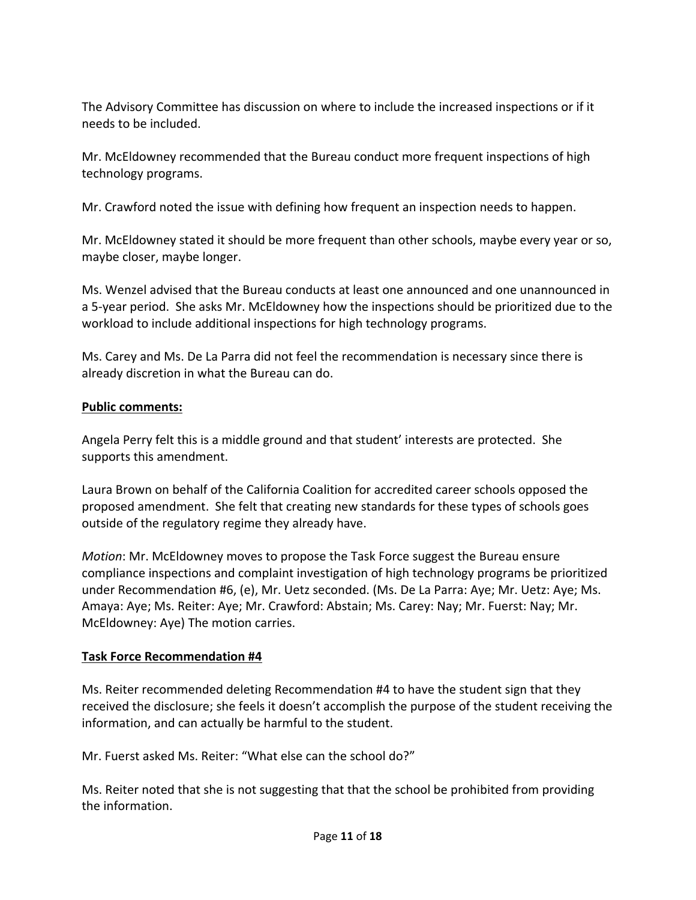The Advisory Committee has discussion on where to include the increased inspections or if it needs to be included.

Mr. McEldowney recommended that the Bureau conduct more frequent inspections of high technology programs.

Mr. Crawford noted the issue with defining how frequent an inspection needs to happen.

Mr. McEldowney stated it should be more frequent than other schools, maybe every year or so, maybe closer, maybe longer.

Ms. Wenzel advised that the Bureau conducts at least one announced and one unannounced in a 5-year period. She asks Mr. McEldowney how the inspections should be prioritized due to the workload to include additional inspections for high technology programs.

Ms. Carey and Ms. De La Parra did not feel the recommendation is necessary since there is already discretion in what the Bureau can do.

**Public comments:**

Angela Perry felt this is a middle ground and that student' interests are protected. She supports this amendment.

Laura Brown on behalf of the California Coalition for accredited career schools opposed the proposed amendment. She felt that creating new standards for these types of schools goes outside of the regulatory regime they already have.

*Motion*: Mr. McEldowney moves to propose the Task Force suggest the Bureau ensure compliance inspections and complaint investigation of high technology programs be prioritized under Recommendation #6, (e), Mr. Uetz seconded. (Ms. De La Parra: Aye; Mr. Uetz: Aye; Ms. Amaya: Aye; Ms. Reiter: Aye; Mr. Crawford: Abstain; Ms. Carey: Nay; Mr. Fuerst: Nay; Mr. McEldowney: Aye) The motion carries.

**Task Force Recommendation #4**

Ms. Reiter recommended deleting Recommendation #4 to have the student sign that they received the disclosure; she feels it doesn't accomplish the purpose of the student receiving the information, and can actually be harmful to the student.

Mr. Fuerst asked Ms. Reiter: "What else can the school do?"

Ms. Reiter noted that she is not suggesting that that the school be prohibited from providing the information.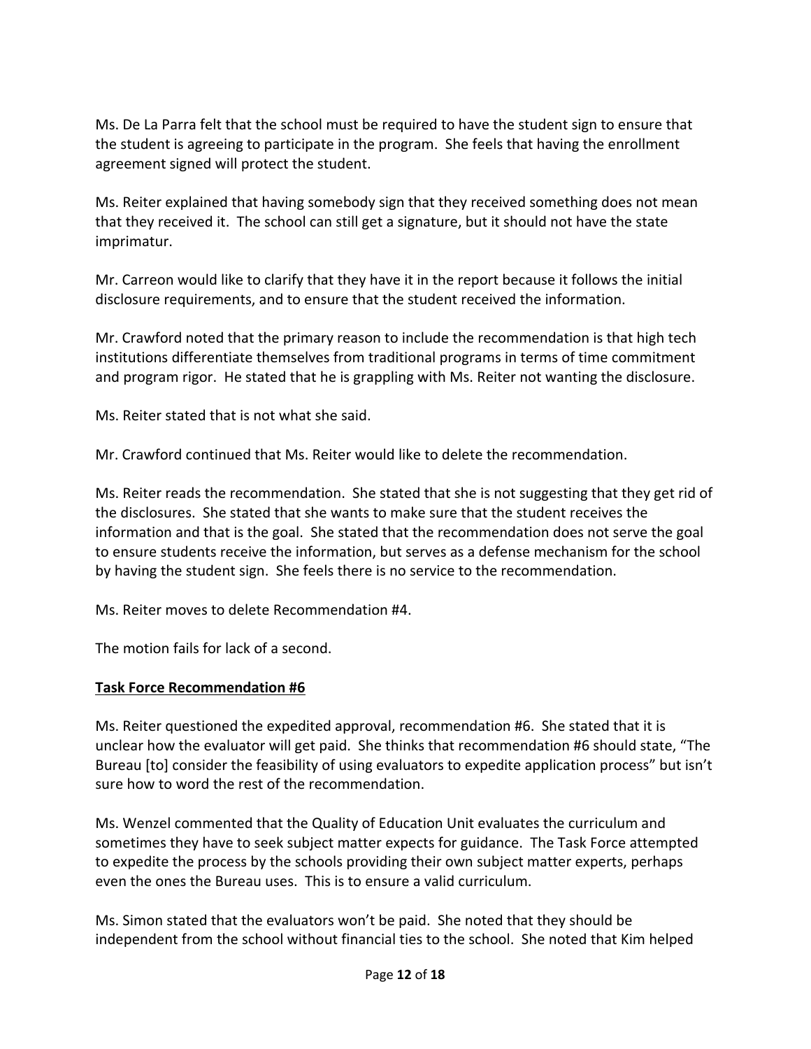Ms. De La Parra felt that the school must be required to have the student sign to ensure that the student is agreeing to participate in the program. She feels that having the enrollment agreement signed will protect the student.

Ms. Reiter explained that having somebody sign that they received something does not mean that they received it. The school can still get a signature, but it should not have the state imprimatur.

Mr. Carreon would like to clarify that they have it in the report because it follows the initial disclosure requirements, and to ensure that the student received the information.

Mr. Crawford noted that the primary reason to include the recommendation is that high tech institutions differentiate themselves from traditional programs in terms of time commitment and program rigor. He stated that he is grappling with Ms. Reiter not wanting the disclosure.

Ms. Reiter stated that is not what she said.

Mr. Crawford continued that Ms. Reiter would like to delete the recommendation.

Ms. Reiter reads the recommendation. She stated that she is not suggesting that they get rid of the disclosures. She stated that she wants to make sure that the student receives the information and that is the goal. She stated that the recommendation does not serve the goal to ensure students receive the information, but serves as a defense mechanism for the school by having the student sign. She feels there is no service to the recommendation.

Ms. Reiter moves to delete Recommendation #4.

The motion fails for lack of a second.

**Task Force Recommendation #6**

Ms. Reiter questioned the expedited approval, recommendation #6. She stated that it is unclear how the evaluator will get paid. She thinks that recommendation #6 should state, "The Bureau [to] consider the feasibility of using evaluators to expedite application process" but isn't sure how to word the rest of the recommendation.

Ms. Wenzel commented that the Quality of Education Unit evaluates the curriculum and sometimes they have to seek subject matter expects for guidance. The Task Force attempted to expedite the process by the schools providing their own subject matter experts, perhaps even the ones the Bureau uses. This is to ensure a valid curriculum.

Ms. Simon stated that the evaluators won't be paid. She noted that they should be independent from the school without financial ties to the school. She noted that Kim helped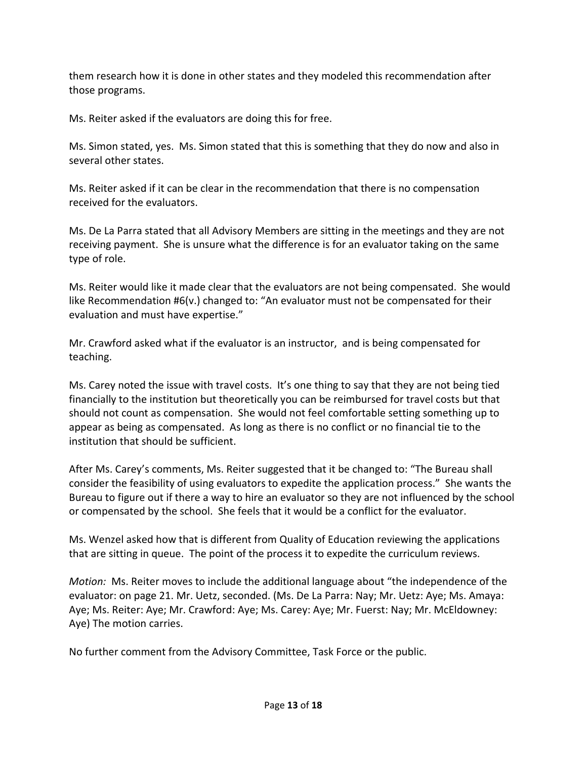them research how it is done in other states and they modeled this recommendation after those programs.

Ms. Reiter asked if the evaluators are doing this for free.

Ms. Simon stated, yes. Ms. Simon stated that this is something that they do now and also in several other states.

Ms. Reiter asked if it can be clear in the recommendation that there is no compensation received for the evaluators.

Ms. De La Parra stated that all Advisory Members are sitting in the meetings and they are not receiving payment. She is unsure what the difference is for an evaluator taking on the same type of role.

Ms. Reiter would like it made clear that the evaluators are not being compensated. She would like Recommendation #6(v.) changed to: "An evaluator must not be compensated for their evaluation and must have expertise."

Mr. Crawford asked what if the evaluator is an instructor, and is being compensated for teaching.

Ms. Carey noted the issue with travel costs. It's one thing to say that they are not being tied financially to the institution but theoretically you can be reimbursed for travel costs but that should not count as compensation. She would not feel comfortable setting something up to appear as being as compensated. As long as there is no conflict or no financial tie to the institution that should be sufficient.

After Ms. Carey's comments, Ms. Reiter suggested that it be changed to: "The Bureau shall consider the feasibility of using evaluators to expedite the application process." She wants the Bureau to figure out if there a way to hire an evaluator so they are not influenced by the school or compensated by the school. She feels that it would be a conflict for the evaluator.

Ms. Wenzel asked how that is different from Quality of Education reviewing the applications that are sitting in queue. The point of the process it to expedite the curriculum reviews.

*Motion:* Ms. Reiter moves to include the additional language about "the independence of the evaluator: on page 21. Mr. Uetz, seconded. (Ms. De La Parra: Nay; Mr. Uetz: Aye; Ms. Amaya: Aye; Ms. Reiter: Aye; Mr. Crawford: Aye; Ms. Carey: Aye; Mr. Fuerst: Nay; Mr. McEldowney: Aye) The motion carries.

No further comment from the Advisory Committee, Task Force or the public.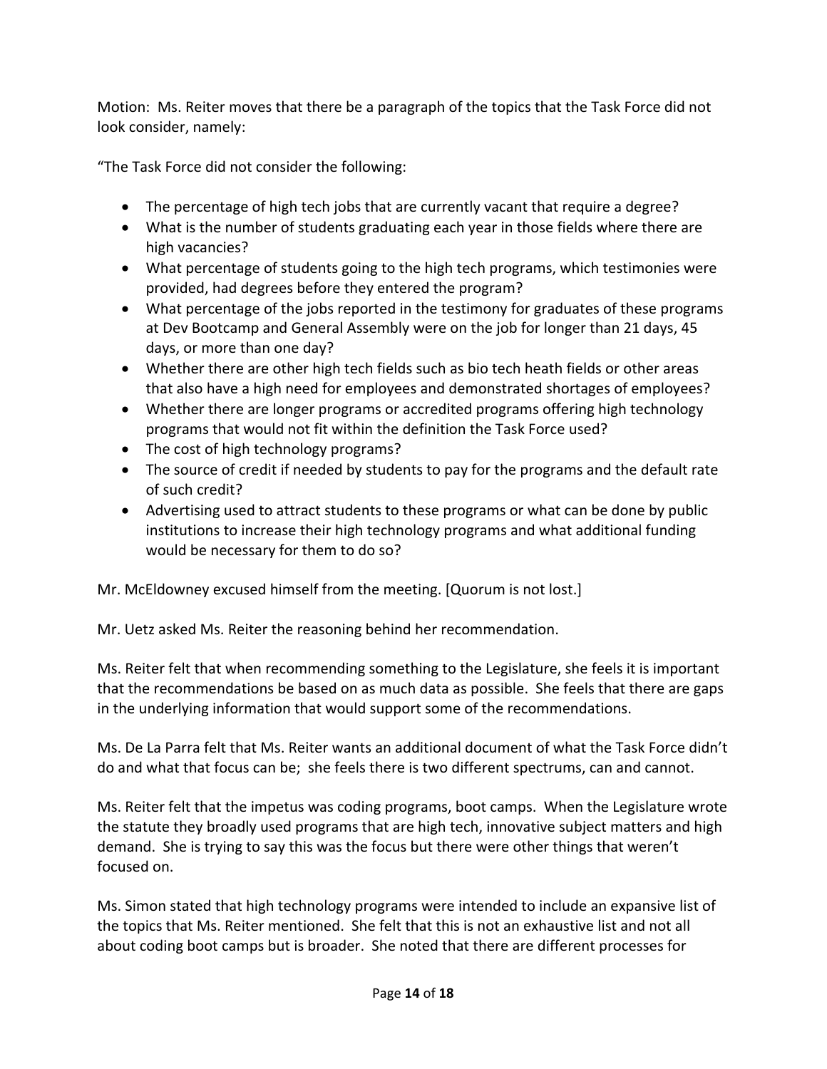Motion: Ms. Reiter moves that there be a paragraph of the topics that the Task Force did not look consider, namely:

"The Task Force did not consider the following:

- The percentage of high tech jobs that are currently vacant that require a degree?
- What is the number of students graduating each year in those fields where there are high vacancies?
- What percentage of students going to the high tech programs, which testimonies were provided, had degrees before they entered the program?
- What percentage of the jobs reported in the testimony for graduates of these programs at Dev Bootcamp and General Assembly were on the job for longer than 21 days, 45 days, or more than one day?
- Whether there are other high tech fields such as bio tech heath fields or other areas that also have a high need for employees and demonstrated shortages of employees?
- Whether there are longer programs or accredited programs offering high technology programs that would not fit within the definition the Task Force used?
- The cost of high technology programs?
- The source of credit if needed by students to pay for the programs and the default rate of such credit?
- Advertising used to attract students to these programs or what can be done by public institutions to increase their high technology programs and what additional funding would be necessary for them to do so?

Mr. McEldowney excused himself from the meeting. [Quorum is not lost.]

Mr. Uetz asked Ms. Reiter the reasoning behind her recommendation.

Ms. Reiter felt that when recommending something to the Legislature, she feels it is important that the recommendations be based on as much data as possible. She feels that there are gaps in the underlying information that would support some of the recommendations.

Ms. De La Parra felt that Ms. Reiter wants an additional document of what the Task Force didn't do and what that focus can be; she feels there is two different spectrums, can and cannot.

Ms. Reiter felt that the impetus was coding programs, boot camps. When the Legislature wrote the statute they broadly used programs that are high tech, innovative subject matters and high demand. She is trying to say this was the focus but there were other things that weren't focused on.

Ms. Simon stated that high technology programs were intended to include an expansive list of the topics that Ms. Reiter mentioned. She felt that this is not an exhaustive list and not all about coding boot camps but is broader. She noted that there are different processes for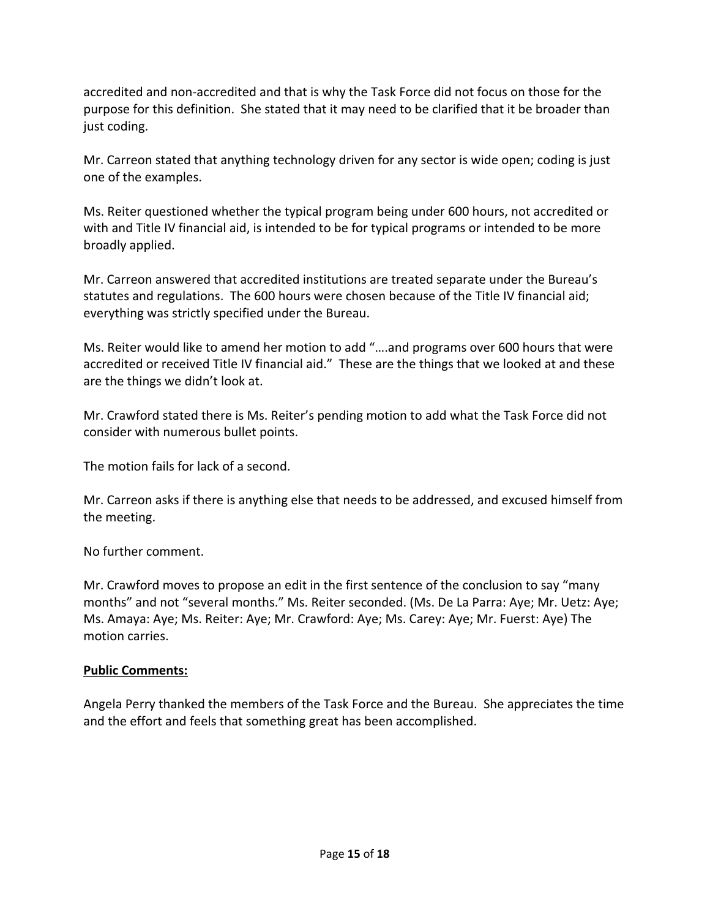accredited and non-accredited and that is why the Task Force did not focus on those for the purpose for this definition. She stated that it may need to be clarified that it be broader than just coding.

Mr. Carreon stated that anything technology driven for any sector is wide open; coding is just one of the examples.

Ms. Reiter questioned whether the typical program being under 600 hours, not accredited or with and Title IV financial aid, is intended to be for typical programs or intended to be more broadly applied.

Mr. Carreon answered that accredited institutions are treated separate under the Bureau's statutes and regulations. The 600 hours were chosen because of the Title IV financial aid; everything was strictly specified under the Bureau.

Ms. Reiter would like to amend her motion to add "….and programs over 600 hours that were accredited or received Title IV financial aid." These are the things that we looked at and these are the things we didn't look at.

Mr. Crawford stated there is Ms. Reiter's pending motion to add what the Task Force did not consider with numerous bullet points.

The motion fails for lack of a second.

Mr. Carreon asks if there is anything else that needs to be addressed, and excused himself from the meeting.

No further comment.

Mr. Crawford moves to propose an edit in the first sentence of the conclusion to say "many months" and not "several months." Ms. Reiter seconded. (Ms. De La Parra: Aye; Mr. Uetz: Aye; Ms. Amaya: Aye; Ms. Reiter: Aye; Mr. Crawford: Aye; Ms. Carey: Aye; Mr. Fuerst: Aye) The motion carries.

**Public Comments:**

Angela Perry thanked the members of the Task Force and the Bureau. She appreciates the time and the effort and feels that something great has been accomplished.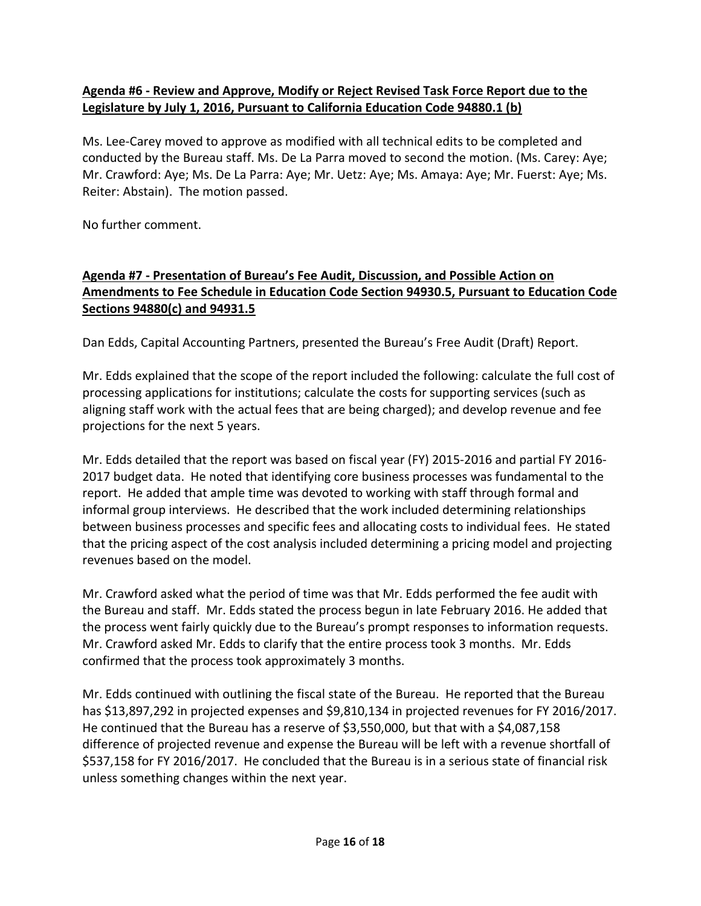**Agenda #6 - Review and Approve, Modify or Reject Revised Task Force Report due to the Legislature by July 1, 2016, Pursuant to California Education Code 94880.1 (b)**

Ms. Lee-Carey moved to approve as modified with all technical edits to be completed and conducted by the Bureau staff. Ms. De La Parra moved to second the motion. (Ms. Carey: Aye; Mr. Crawford: Aye; Ms. De La Parra: Aye; Mr. Uetz: Aye; Ms. Amaya: Aye; Mr. Fuerst: Aye; Ms. Reiter: Abstain). The motion passed.

No further comment.

**Agenda #7 - Presentation of Bureau's Fee Audit, Discussion, and Possible Action on Amendments to Fee Schedule in Education Code Section 94930.5, Pursuant to Education Code Sections 94880(c) and 94931.5**

Dan Edds, Capital Accounting Partners, presented the Bureau's Free Audit (Draft) Report.

Mr. Edds explained that the scope of the report included the following: calculate the full cost of processing applications for institutions; calculate the costs for supporting services (such as aligning staff work with the actual fees that are being charged); and develop revenue and fee projections for the next 5 years.

Mr. Edds detailed that the report was based on fiscal year (FY) 2015-2016 and partial FY 2016-2017 budget data. He noted that identifying core business processes was fundamental to the report. He added that ample time was devoted to working with staff through formal and informal group interviews. He described that the work included determining relationships between business processes and specific fees and allocating costs to individual fees. He stated that the pricing aspect of the cost analysis included determining a pricing model and projecting revenues based on the model.

Mr. Crawford asked what the period of time was that Mr. Edds performed the fee audit with the Bureau and staff. Mr. Edds stated the process begun in late February 2016. He added that the process went fairly quickly due to the Bureau's prompt responses to information requests. Mr. Crawford asked Mr. Edds to clarify that the entire process took 3 months. Mr. Edds confirmed that the process took approximately 3 months.

Mr. Edds continued with outlining the fiscal state of the Bureau. He reported that the Bureau has $13,897,292 in projected expenses and $9,810,134 in projected revenues for FY 2016/2017. He continued that the Bureau has a reserve of $3,550,000, but that with a $4,087,158 difference of projected revenue and expense the Bureau will be left with a revenue shortfall of $537,158 for FY 2016/2017. He concluded that the Bureau is in a serious state of financial risk unless something changes within the next year.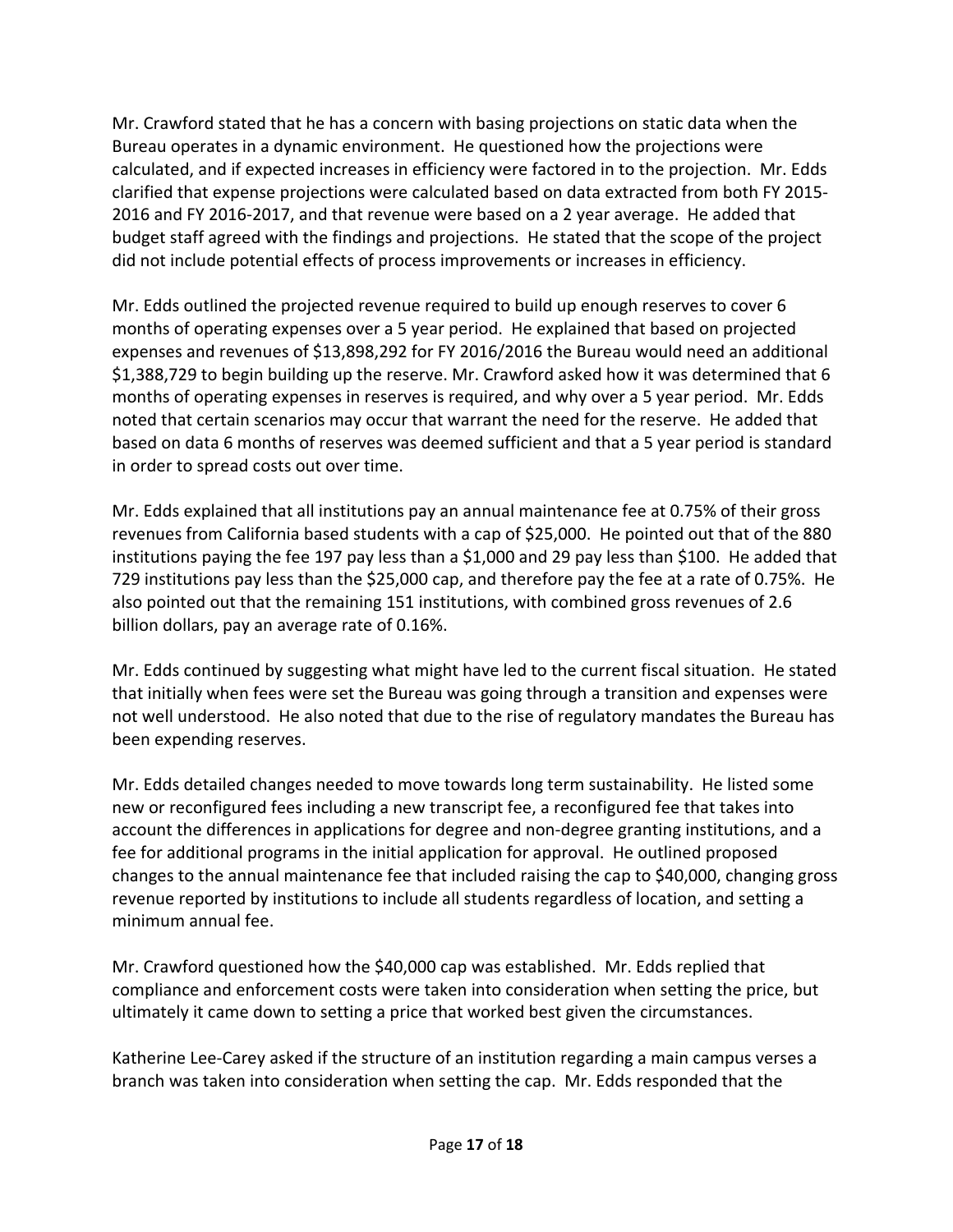Mr. Crawford stated that he has a concern with basing projections on static data when the Bureau operates in a dynamic environment. He questioned how the projections were calculated, and if expected increases in efficiency were factored in to the projection. Mr. Edds clarified that expense projections were calculated based on data extracted from both FY 2015-2016 and FY 2016-2017, and that revenue were based on a 2 year average. He added that budget staff agreed with the findings and projections. He stated that the scope of the project did not include potential effects of process improvements or increases in efficiency.

Mr. Edds outlined the projected revenue required to build up enough reserves to cover 6 months of operating expenses over a 5 year period. He explained that based on projected expenses and revenues of $13,898,292 for FY 2016/2016 the Bureau would need an additional $1,388,729 to begin building up the reserve. Mr. Crawford asked how it was determined that 6 months of operating expenses in reserves is required, and why over a 5 year period. Mr. Edds noted that certain scenarios may occur that warrant the need for the reserve. He added that based on data 6 months of reserves was deemed sufficient and that a 5 year period is standard in order to spread costs out over time.

Mr. Edds explained that all institutions pay an annual maintenance fee at 0.75% of their gross revenues from California based students with a cap of $25,000. He pointed out that of the 880 institutions paying the fee 197 pay less than a $1,000 and 29 pay less than $100. He added that 729 institutions pay less than the $25,000 cap, and therefore pay the fee at a rate of 0.75%. He also pointed out that the remaining 151 institutions, with combined gross revenues of 2.6 billion dollars, pay an average rate of 0.16%.

Mr. Edds continued by suggesting what might have led to the current fiscal situation. He stated that initially when fees were set the Bureau was going through a transition and expenses were not well understood. He also noted that due to the rise of regulatory mandates the Bureau has been expending reserves.

Mr. Edds detailed changes needed to move towards long term sustainability. He listed some new or reconfigured fees including a new transcript fee, a reconfigured fee that takes into account the differences in applications for degree and non-degree granting institutions, and a fee for additional programs in the initial application for approval. He outlined proposed changes to the annual maintenance fee that included raising the cap to $40,000, changing gross revenue reported by institutions to include all students regardless of location, and setting a minimum annual fee.

Mr. Crawford questioned how the $40,000 cap was established. Mr. Edds replied that compliance and enforcement costs were taken into consideration when setting the price, but ultimately it came down to setting a price that worked best given the circumstances.

Katherine Lee-Carey asked if the structure of an institution regarding a main campus verses a branch was taken into consideration when setting the cap. Mr. Edds responded that the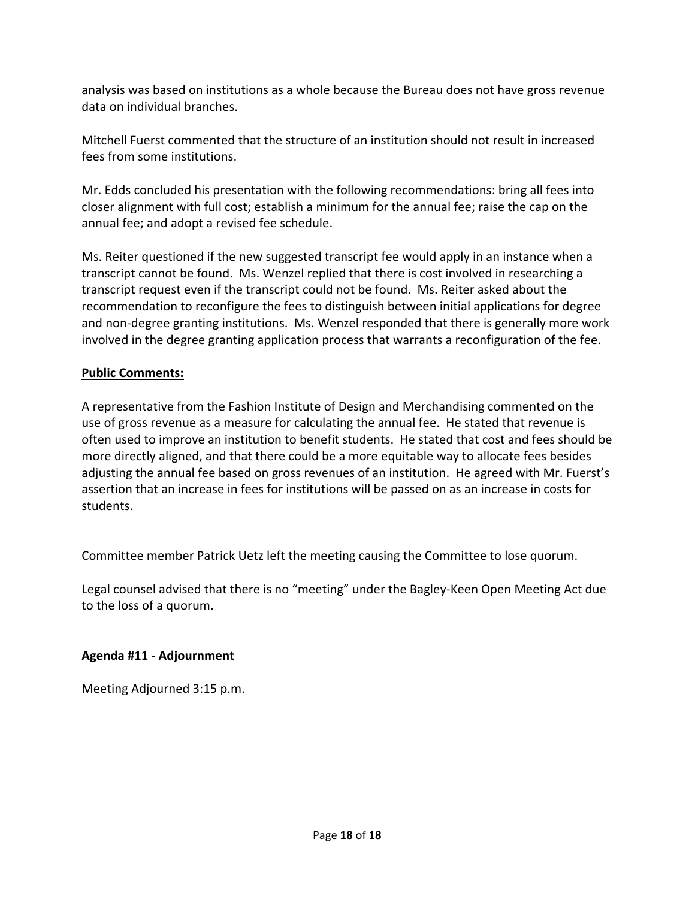analysis was based on institutions as a whole because the Bureau does not have gross revenue data on individual branches.

Mitchell Fuerst commented that the structure of an institution should not result in increased fees from some institutions.

Mr. Edds concluded his presentation with the following recommendations: bring all fees into closer alignment with full cost; establish a minimum for the annual fee; raise the cap on the annual fee; and adopt a revised fee schedule.

Ms. Reiter questioned if the new suggested transcript fee would apply in an instance when a transcript cannot be found. Ms. Wenzel replied that there is cost involved in researching a transcript request even if the transcript could not be found. Ms. Reiter asked about the recommendation to reconfigure the fees to distinguish between initial applications for degree and non-degree granting institutions. Ms. Wenzel responded that there is generally more work involved in the degree granting application process that warrants a reconfiguration of the fee.

**Public Comments:**

A representative from the Fashion Institute of Design and Merchandising commented on the use of gross revenue as a measure for calculating the annual fee. He stated that revenue is often used to improve an institution to benefit students. He stated that cost and fees should be more directly aligned, and that there could be a more equitable way to allocate fees besides adjusting the annual fee based on gross revenues of an institution. He agreed with Mr. Fuerst's assertion that an increase in fees for institutions will be passed on as an increase in costs for students.

Committee member Patrick Uetz left the meeting causing the Committee to lose quorum.

Legal counsel advised that there is no "meeting" under the Bagley-Keen Open Meeting Act due to the loss of a quorum.

**Agenda #11 - Adjournment**

Meeting Adjourned 3:15 p.m.